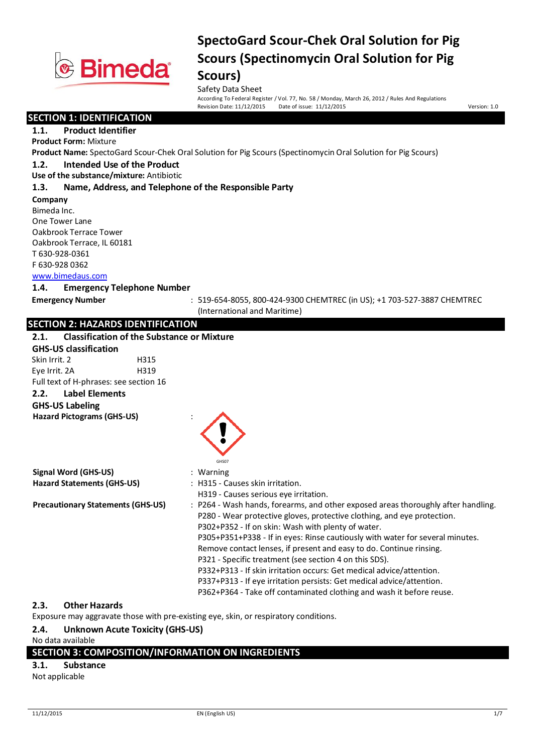# SpectoGard Scour-Chek Oral Solution for Pig Scours (Spectinomycin Oral Solution for Pig Scours)

Safety Data Sheet

According To Federal Register / Vol. 77, No. 58 / Monday, March 26, 2012 / Rules And Regulations

Revision Date: 11/12/2015 Date of issue: 11/12/2015 Version: 1.0

## SECTION 1: IDENTIFICATION

### 1.1. Product Identifier

**Product Form:** Mixture

**Product Name:** SpectoGard Scour-Chek Oral Solution for Pig Scours (Spectinomycin Oral Solution for Pig Scours)

### 1.2. Intended Use of the Product

**Use of the substance/mixture:** Antibiotic

### 1.3. Name, Address, and Telephone of the Responsible Party

**Company**

Bimeda Inc.
One Tower Lane
Oakbrook Terrace Tower
Oakbrook Terrace, IL 60181
T 630-928-0361
F 630-928 0362
www.bimedaus.com

### 1.4. Emergency Telephone Number

**Emergency Number** : 519-654-8055, 800-424-9300 CHEMTREC (in US); +1 703-527-3887 CHEMTREC (International and Maritime)

## SECTION 2: HAZARDS IDENTIFICATION

### 2.1. Classification of the Substance or Mixture

**GHS-US classification**

| | |
|---|---|
| Skin Irrit. 2 | H315 |
| Eye Irrit. 2A | H319 |

Full text of H-phrases: see section 16

### 2.2. Label Elements

**GHS-US Labeling**

**Hazard Pictograms (GHS-US)** :

GHS07

**Signal Word (GHS-US)** : Warning

**Hazard Statements (GHS-US)** : H315 - Causes skin irritation.
H319 - Causes serious eye irritation.

**Precautionary Statements (GHS-US)** : P264 - Wash hands, forearms, and other exposed areas thoroughly after handling.
P280 - Wear protective gloves, protective clothing, and eye protection.
P302+P352 - If on skin: Wash with plenty of water.
P305+P351+P338 - If in eyes: Rinse cautiously with water for several minutes. Remove contact lenses, if present and easy to do. Continue rinsing.
P321 - Specific treatment (see section 4 on this SDS).
P332+P313 - If skin irritation occurs: Get medical advice/attention.
P337+P313 - If eye irritation persists: Get medical advice/attention.
P362+P364 - Take off contaminated clothing and wash it before reuse.

### 2.3. Other Hazards

Exposure may aggravate those with pre-existing eye, skin, or respiratory conditions.

### 2.4. Unknown Acute Toxicity (GHS-US)

No data available

## SECTION 3: COMPOSITION/INFORMATION ON INGREDIENTS

### 3.1. Substance

Not applicable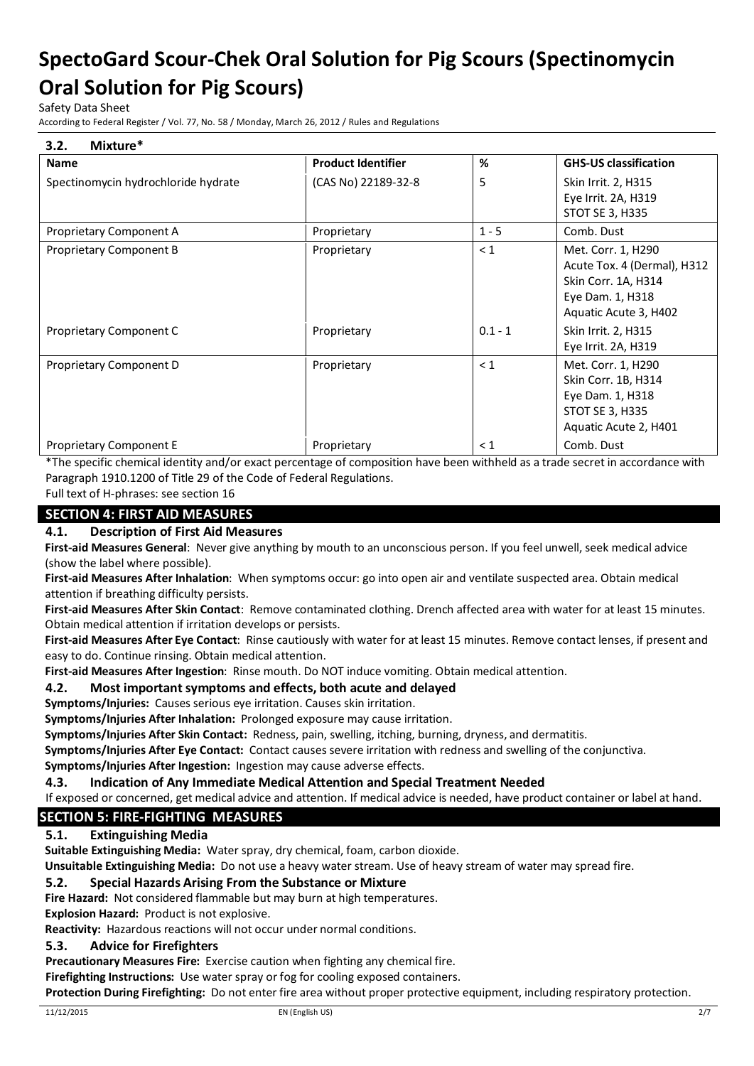### 3.2. Mixture*

| Name | Product Identifier | % | GHS-US classification |
| --- | --- | --- | --- |
| Spectinomycin hydrochloride hydrate | (CAS No) 22189-32-8 | 5 | Skin Irrit. 2, H315<br>Eye Irrit. 2A, H319<br>STOT SE 3, H335 |
| Proprietary Component A | Proprietary | 1 - 5 | Comb. Dust |
| Proprietary Component B | Proprietary | < 1 | Met. Corr. 1, H290<br>Acute Tox. 4 (Dermal), H312<br>Skin Corr. 1A, H314<br>Eye Dam. 1, H318<br>Aquatic Acute 3, H402 |
| Proprietary Component C | Proprietary | 0.1 - 1 | Skin Irrit. 2, H315<br>Eye Irrit. 2A, H319 |
| Proprietary Component D | Proprietary | < 1 | Met. Corr. 1, H290<br>Skin Corr. 1B, H314<br>Eye Dam. 1, H318<br>STOT SE 3, H335<br>Aquatic Acute 2, H401 |
| Proprietary Component E | Proprietary | < 1 | Comb. Dust |

*The specific chemical identity and/or exact percentage of composition have been withheld as a trade secret in accordance with Paragraph 1910.1200 of Title 29 of the Code of Federal Regulations.

Full text of H-phrases: see section 16

## SECTION 4: FIRST AID MEASURES

### 4.1. Description of First Aid Measures

**First-aid Measures General**: Never give anything by mouth to an unconscious person. If you feel unwell, seek medical advice (show the label where possible).

**First-aid Measures After Inhalation**: When symptoms occur: go into open air and ventilate suspected area. Obtain medical attention if breathing difficulty persists.

**First-aid Measures After Skin Contact**: Remove contaminated clothing. Drench affected area with water for at least 15 minutes. Obtain medical attention if irritation develops or persists.

**First-aid Measures After Eye Contact**: Rinse cautiously with water for at least 15 minutes. Remove contact lenses, if present and easy to do. Continue rinsing. Obtain medical attention.

**First-aid Measures After Ingestion**: Rinse mouth. Do NOT induce vomiting. Obtain medical attention.

### 4.2. Most important symptoms and effects, both acute and delayed

**Symptoms/Injuries:** Causes serious eye irritation. Causes skin irritation.

**Symptoms/Injuries After Inhalation:** Prolonged exposure may cause irritation.

**Symptoms/Injuries After Skin Contact:** Redness, pain, swelling, itching, burning, dryness, and dermatitis.

**Symptoms/Injuries After Eye Contact:** Contact causes severe irritation with redness and swelling of the conjunctiva.

**Symptoms/Injuries After Ingestion:** Ingestion may cause adverse effects.

### 4.3. Indication of Any Immediate Medical Attention and Special Treatment Needed

If exposed or concerned, get medical advice and attention. If medical advice is needed, have product container or label at hand.

## SECTION 5: FIRE-FIGHTING MEASURES

### 5.1. Extinguishing Media

**Suitable Extinguishing Media:** Water spray, dry chemical, foam, carbon dioxide.

**Unsuitable Extinguishing Media:** Do not use a heavy water stream. Use of heavy stream of water may spread fire.

### 5.2. Special Hazards Arising From the Substance or Mixture

**Fire Hazard:** Not considered flammable but may burn at high temperatures.

**Explosion Hazard:** Product is not explosive.

**Reactivity:** Hazardous reactions will not occur under normal conditions.

### 5.3. Advice for Firefighters

**Precautionary Measures Fire:** Exercise caution when fighting any chemical fire.

**Firefighting Instructions:** Use water spray or fog for cooling exposed containers.

**Protection During Firefighting:** Do not enter fire area without proper protective equipment, including respiratory protection.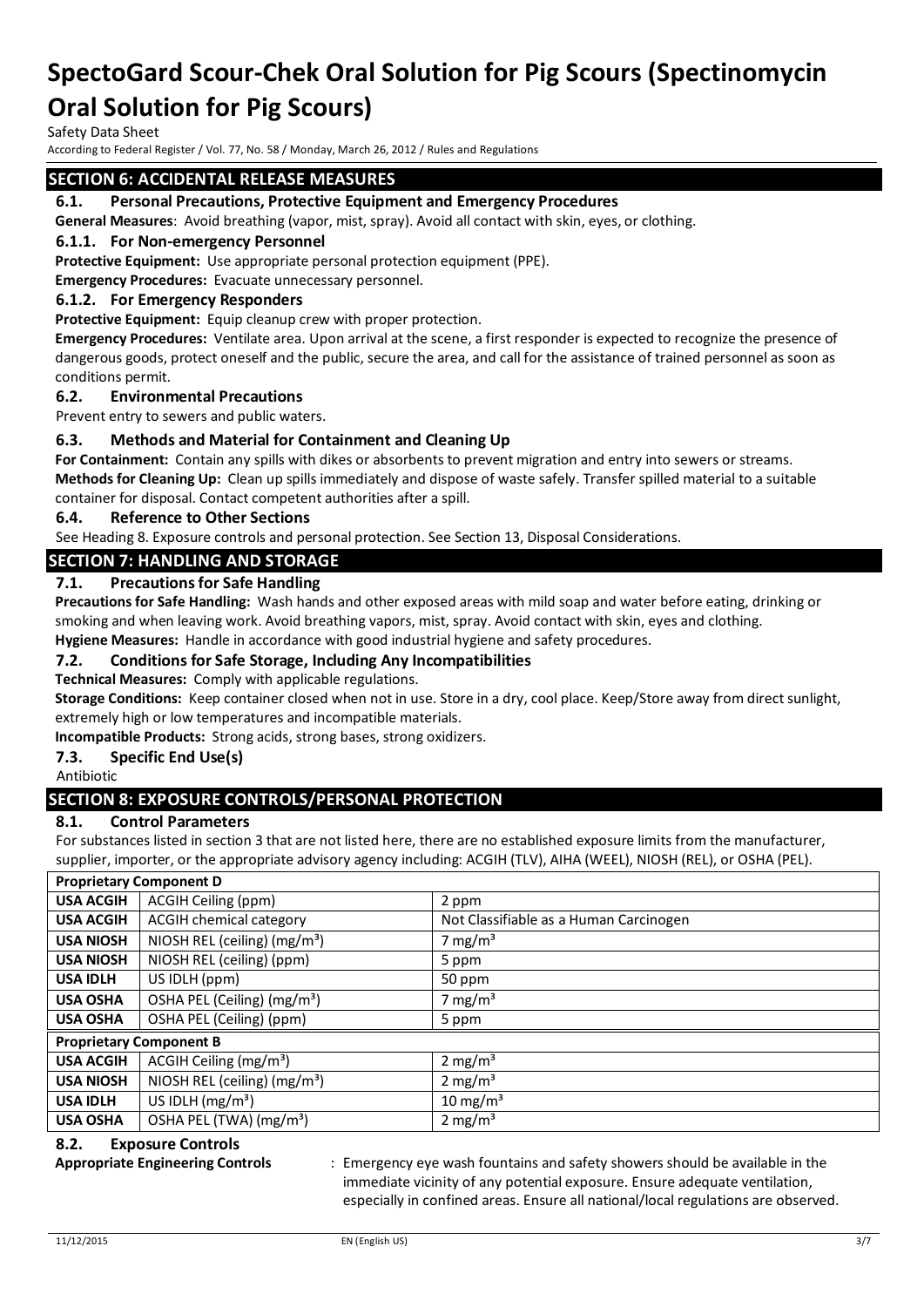## SECTION 6: ACCIDENTAL RELEASE MEASURES

### 6.1. Personal Precautions, Protective Equipment and Emergency Procedures

**General Measures**: Avoid breathing (vapor, mist, spray). Avoid all contact with skin, eyes, or clothing.

#### 6.1.1. For Non-emergency Personnel

**Protective Equipment:** Use appropriate personal protection equipment (PPE).

**Emergency Procedures:** Evacuate unnecessary personnel.

#### 6.1.2. For Emergency Responders

**Protective Equipment:** Equip cleanup crew with proper protection.

**Emergency Procedures:** Ventilate area. Upon arrival at the scene, a first responder is expected to recognize the presence of dangerous goods, protect oneself and the public, secure the area, and call for the assistance of trained personnel as soon as conditions permit.

### 6.2. Environmental Precautions

Prevent entry to sewers and public waters.

### 6.3. Methods and Material for Containment and Cleaning Up

**For Containment:** Contain any spills with dikes or absorbents to prevent migration and entry into sewers or streams.

**Methods for Cleaning Up:** Clean up spills immediately and dispose of waste safely. Transfer spilled material to a suitable container for disposal. Contact competent authorities after a spill.

### 6.4. Reference to Other Sections

See Heading 8. Exposure controls and personal protection. See Section 13, Disposal Considerations.

## SECTION 7: HANDLING AND STORAGE

### 7.1. Precautions for Safe Handling

**Precautions for Safe Handling:** Wash hands and other exposed areas with mild soap and water before eating, drinking or smoking and when leaving work. Avoid breathing vapors, mist, spray. Avoid contact with skin, eyes and clothing.

**Hygiene Measures:** Handle in accordance with good industrial hygiene and safety procedures.

### 7.2. Conditions for Safe Storage, Including Any Incompatibilities

**Technical Measures:** Comply with applicable regulations.

**Storage Conditions:** Keep container closed when not in use. Store in a dry, cool place. Keep/Store away from direct sunlight, extremely high or low temperatures and incompatible materials.

**Incompatible Products:** Strong acids, strong bases, strong oxidizers.

### 7.3. Specific End Use(s)

Antibiotic

## SECTION 8: EXPOSURE CONTROLS/PERSONAL PROTECTION

### 8.1. Control Parameters

For substances listed in section 3 that are not listed here, there are no established exposure limits from the manufacturer, supplier, importer, or the appropriate advisory agency including: ACGIH (TLV), AIHA (WEEL), NIOSH (REL), or OSHA (PEL).

| | | |
|---|---|---|
| **Proprietary Component D** | | |
| **USA ACGIH** | ACGIH Ceiling (ppm) | 2 ppm |
| **USA ACGIH** | ACGIH chemical category | Not Classifiable as a Human Carcinogen |
| **USA NIOSH** | NIOSH REL (ceiling) (mg/m³) | 7 mg/m³ |
| **USA NIOSH** | NIOSH REL (ceiling) (ppm) | 5 ppm |
| **USA IDLH** | US IDLH (ppm) | 50 ppm |
| **USA OSHA** | OSHA PEL (Ceiling) (mg/m³) | 7 mg/m³ |
| **USA OSHA** | OSHA PEL (Ceiling) (ppm) | 5 ppm |
| **Proprietary Component B** | | |
| **USA ACGIH** | ACGIH Ceiling (mg/m³) | 2 mg/m³ |
| **USA NIOSH** | NIOSH REL (ceiling) (mg/m³) | 2 mg/m³ |
| **USA IDLH** | US IDLH (mg/m³) | 10 mg/m³ |
| **USA OSHA** | OSHA PEL (TWA) (mg/m³) | 2 mg/m³ |

### 8.2. Exposure Controls

**Appropriate Engineering Controls** : Emergency eye wash fountains and safety showers should be available in the immediate vicinity of any potential exposure. Ensure adequate ventilation, especially in confined areas. Ensure all national/local regulations are observed.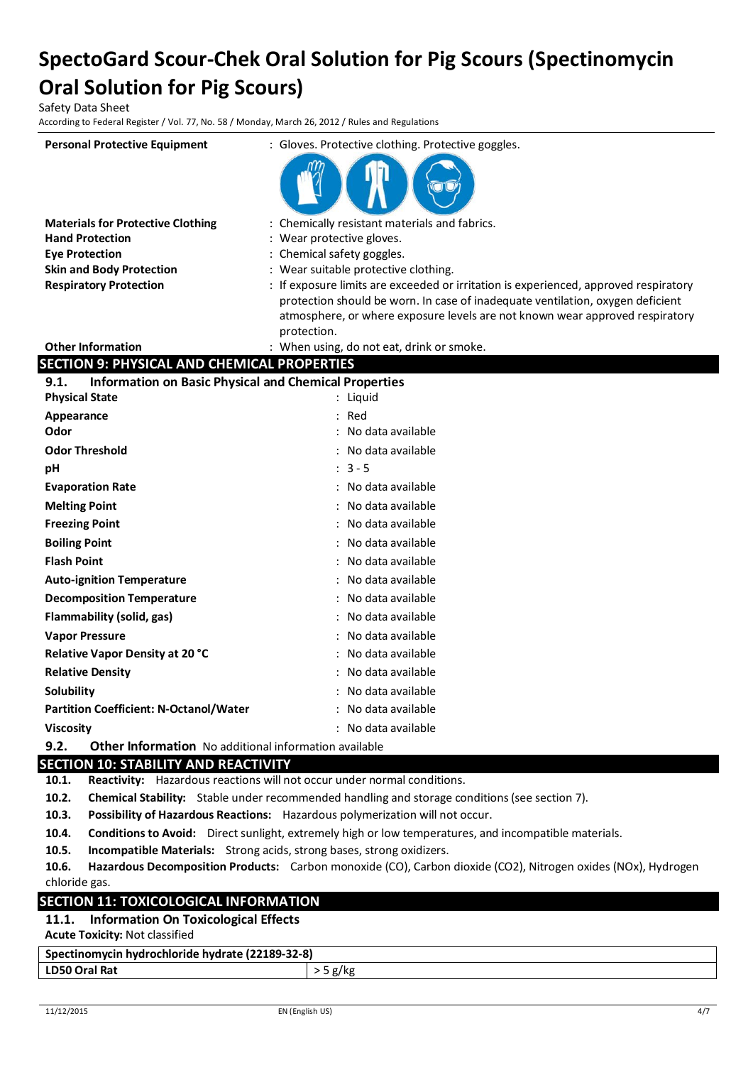**Personal Protective Equipment** : Gloves. Protective clothing. Protective goggles.

**Materials for Protective Clothing** : Chemically resistant materials and fabrics.
**Hand Protection** : Wear protective gloves.
**Eye Protection** : Chemical safety goggles.
**Skin and Body Protection** : Wear suitable protective clothing.
**Respiratory Protection** : If exposure limits are exceeded or irritation is experienced, approved respiratory protection should be worn. In case of inadequate ventilation, oxygen deficient atmosphere, or where exposure levels are not known wear approved respiratory protection.

**Other Information** : When using, do not eat, drink or smoke.

## SECTION 9: PHYSICAL AND CHEMICAL PROPERTIES

### 9.1. Information on Basic Physical and Chemical Properties

**Physical State** : Liquid
**Appearance** : Red
**Odor** : No data available
**Odor Threshold** : No data available
**pH** : 3 - 5
**Evaporation Rate** : No data available
**Melting Point** : No data available
**Freezing Point** : No data available
**Boiling Point** : No data available
**Flash Point** : No data available
**Auto-ignition Temperature** : No data available
**Decomposition Temperature** : No data available
**Flammability (solid, gas)** : No data available
**Vapor Pressure** : No data available
**Relative Vapor Density at 20 °C** : No data available
**Relative Density** : No data available
**Solubility** : No data available
**Partition Coefficient: N-Octanol/Water** : No data available
**Viscosity** : No data available

### 9.2. Other Information No additional information available

## SECTION 10: STABILITY AND REACTIVITY

**10.1. Reactivity:** Hazardous reactions will not occur under normal conditions.

**10.2. Chemical Stability:** Stable under recommended handling and storage conditions (see section 7).

**10.3. Possibility of Hazardous Reactions:** Hazardous polymerization will not occur.

**10.4. Conditions to Avoid:** Direct sunlight, extremely high or low temperatures, and incompatible materials.

**10.5. Incompatible Materials:** Strong acids, strong bases, strong oxidizers.

**10.6. Hazardous Decomposition Products:** Carbon monoxide (CO), Carbon dioxide ($CO_2$), Nitrogen oxides ($NO_x$), Hydrogen chloride gas.

## SECTION 11: TOXICOLOGICAL INFORMATION

### 11.1. Information On Toxicological Effects

**Acute Toxicity:** Not classified

| Spectinomycin hydrochloride hydrate (22189-32-8) | |
|---|---|
| **LD50 Oral Rat** | > 5 g/kg |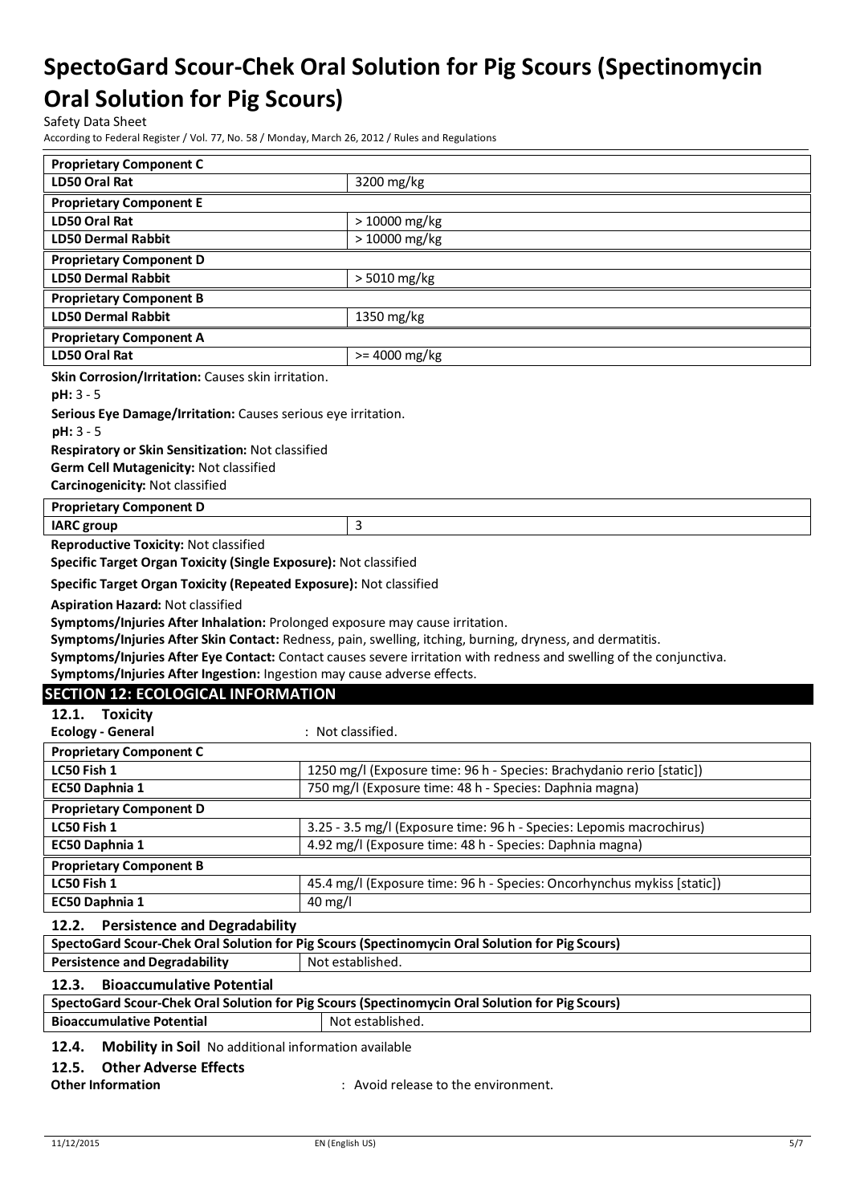| | |
|---|---|
| **Proprietary Component C** | |
| **LD50 Oral Rat** | 3200 mg/kg |
| **Proprietary Component E** | |
| **LD50 Oral Rat** | > 10000 mg/kg |
| **LD50 Dermal Rabbit** | > 10000 mg/kg |
| **Proprietary Component D** | |
| **LD50 Dermal Rabbit** | > 5010 mg/kg |
| **Proprietary Component B** | |
| **LD50 Dermal Rabbit** | 1350 mg/kg |
| **Proprietary Component A** | |
| **LD50 Oral Rat** | >= 4000 mg/kg |

**Skin Corrosion/Irritation:** Causes skin irritation.

**pH:** 3 - 5

**Serious Eye Damage/Irritation:** Causes serious eye irritation.

**pH:** 3 - 5

**Respiratory or Skin Sensitization:** Not classified

**Germ Cell Mutagenicity:** Not classified

**Carcinogenicity:** Not classified

| | |
|---|---|
| **Proprietary Component D** | |
| **IARC group** | 3 |

**Reproductive Toxicity:** Not classified

**Specific Target Organ Toxicity (Single Exposure):** Not classified

**Specific Target Organ Toxicity (Repeated Exposure):** Not classified

**Aspiration Hazard:** Not classified

**Symptoms/Injuries After Inhalation:** Prolonged exposure may cause irritation.

**Symptoms/Injuries After Skin Contact:** Redness, pain, swelling, itching, burning, dryness, and dermatitis.

**Symptoms/Injuries After Eye Contact:** Contact causes severe irritation with redness and swelling of the conjunctiva.

**Symptoms/Injuries After Ingestion:** Ingestion may cause adverse effects.

## SECTION 12: ECOLOGICAL INFORMATION

### 12.1. Toxicity

**Ecology - General** : Not classified.

| | |
|---|---|
| **Proprietary Component C** | |
| **LC50 Fish 1** | 1250 mg/l (Exposure time: 96 h - Species: Brachydanio rerio [static]) |
| **EC50 Daphnia 1** | 750 mg/l (Exposure time: 48 h - Species: Daphnia magna) |
| **Proprietary Component D** | |
| **LC50 Fish 1** | 3.25 - 3.5 mg/l (Exposure time: 96 h - Species: Lepomis macrochirus) |
| **EC50 Daphnia 1** | 4.92 mg/l (Exposure time: 48 h - Species: Daphnia magna) |
| **Proprietary Component B** | |
| **LC50 Fish 1** | 45.4 mg/l (Exposure time: 96 h - Species: Oncorhynchus mykiss [static]) |
| **EC50 Daphnia 1** | 40 mg/l |

### 12.2. Persistence and Degradability

| | |
|---|---|
| **SpectoGard Scour-Chek Oral Solution for Pig Scours (Spectinomycin Oral Solution for Pig Scours)** | |
| **Persistence and Degradability** | Not established. |

### 12.3. Bioaccumulative Potential

| | |
|---|---|
| **SpectoGard Scour-Chek Oral Solution for Pig Scours (Spectinomycin Oral Solution for Pig Scours)** | |
| **Bioaccumulative Potential** | Not established. |

### 12.4. Mobility in Soil
No additional information available

### 12.5. Other Adverse Effects

**Other Information** : Avoid release to the environment.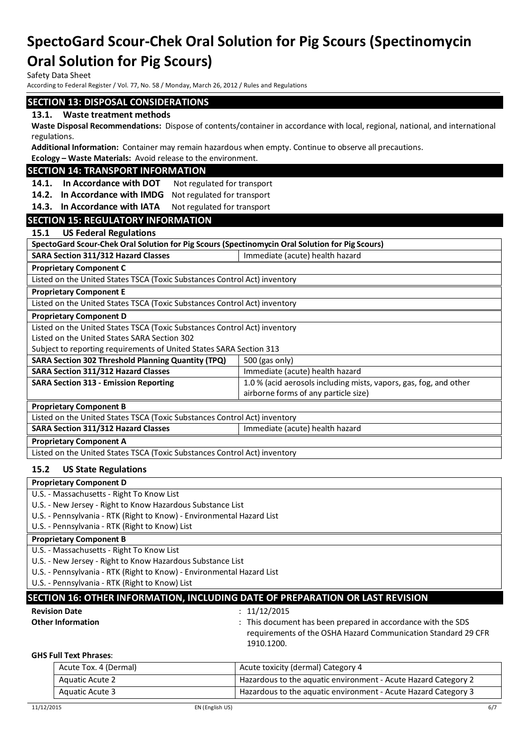## SECTION 13: DISPOSAL CONSIDERATIONS

### 13.1. Waste treatment methods

**Waste Disposal Recommendations:** Dispose of contents/container in accordance with local, regional, national, and international regulations.

**Additional Information:** Container may remain hazardous when empty. Continue to observe all precautions.

**Ecology – Waste Materials:** Avoid release to the environment.

## SECTION 14: TRANSPORT INFORMATION

**14.1. In Accordance with DOT** Not regulated for transport

**14.2. In Accordance with IMDG** Not regulated for transport

**14.3. In Accordance with IATA** Not regulated for transport

## SECTION 15: REGULATORY INFORMATION

### 15.1 US Federal Regulations

| **SpectoGard Scour-Chek Oral Solution for Pig Scours (Spectinomycin Oral Solution for Pig Scours)** | |
|---|---|
| **SARA Section 311/312 Hazard Classes** | Immediate (acute) health hazard |
| **Proprietary Component C** | |
| Listed on the United States TSCA (Toxic Substances Control Act) inventory | |
| **Proprietary Component E** | |
| Listed on the United States TSCA (Toxic Substances Control Act) inventory | |
| **Proprietary Component D** | |
| Listed on the United States TSCA (Toxic Substances Control Act) inventory<br>Listed on the United States SARA Section 302<br>Subject to reporting requirements of United States SARA Section 313 | |
| **SARA Section 302 Threshold Planning Quantity (TPQ)** | 500 (gas only) |
| **SARA Section 311/312 Hazard Classes** | Immediate (acute) health hazard |
| **SARA Section 313 - Emission Reporting** | 1.0 % (acid aerosols including mists, vapors, gas, fog, and other airborne forms of any particle size) |
| **Proprietary Component B** | |
| Listed on the United States TSCA (Toxic Substances Control Act) inventory | |
| **SARA Section 311/312 Hazard Classes** | Immediate (acute) health hazard |
| **Proprietary Component A** | |
| Listed on the United States TSCA (Toxic Substances Control Act) inventory | |

### 15.2 US State Regulations

| |
|---|
| **Proprietary Component D** |
| U.S. - Massachusetts - Right To Know List<br>U.S. - New Jersey - Right to Know Hazardous Substance List<br>U.S. - Pennsylvania - RTK (Right to Know) - Environmental Hazard List<br>U.S. - Pennsylvania - RTK (Right to Know) List |
| **Proprietary Component B** |
| U.S. - Massachusetts - Right To Know List<br>U.S. - New Jersey - Right to Know Hazardous Substance List<br>U.S. - Pennsylvania - RTK (Right to Know) - Environmental Hazard List<br>U.S. - Pennsylvania - RTK (Right to Know) List |

## SECTION 16: OTHER INFORMATION, INCLUDING DATE OF PREPARATION OR LAST REVISION

**Revision Date** : 11/12/2015

**Other Information** : This document has been prepared in accordance with the SDS requirements of the OSHA Hazard Communication Standard 29 CFR 1910.1200.

**GHS Full Text Phrases**:

| | |
|---|---|
| Acute Tox. 4 (Dermal) | Acute toxicity (dermal) Category 4 |
| Aquatic Acute 2 | Hazardous to the aquatic environment - Acute Hazard Category 2 |
| Aquatic Acute 3 | Hazardous to the aquatic environment - Acute Hazard Category 3 |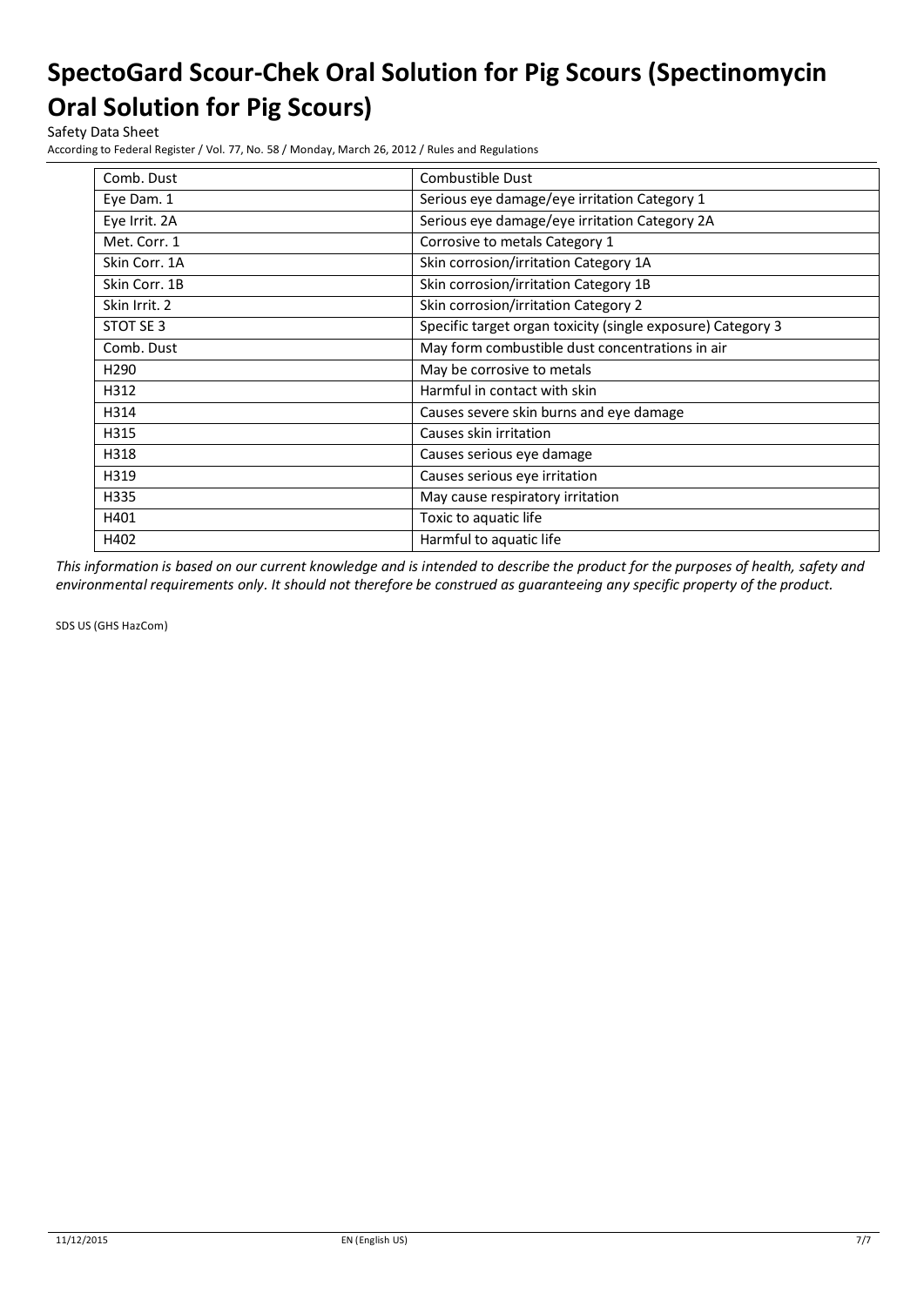| | |
|---|---|
| Comb. Dust | Combustible Dust |
| Eye Dam. 1 | Serious eye damage/eye irritation Category 1 |
| Eye Irrit. 2A | Serious eye damage/eye irritation Category 2A |
| Met. Corr. 1 | Corrosive to metals Category 1 |
| Skin Corr. 1A | Skin corrosion/irritation Category 1A |
| Skin Corr. 1B | Skin corrosion/irritation Category 1B |
| Skin Irrit. 2 | Skin corrosion/irritation Category 2 |
| STOT SE 3 | Specific target organ toxicity (single exposure) Category 3 |
| Comb. Dust | May form combustible dust concentrations in air |
| H290 | May be corrosive to metals |
| H312 | Harmful in contact with skin |
| H314 | Causes severe skin burns and eye damage |
| H315 | Causes skin irritation |
| H318 | Causes serious eye damage |
| H319 | Causes serious eye irritation |
| H335 | May cause respiratory irritation |
| H401 | Toxic to aquatic life |
| H402 | Harmful to aquatic life |

*This information is based on our current knowledge and is intended to describe the product for the purposes of health, safety and environmental requirements only. It should not therefore be construed as guaranteeing any specific property of the product.*

SDS US (GHS HazCom)